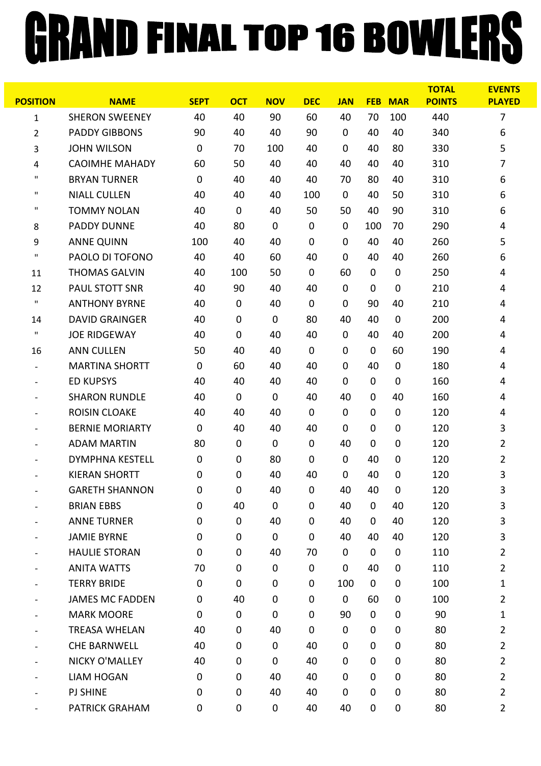# GRAND FINAL TOP 16 BOWLERS

| POSITION | NAME | SEPT | OCT | NOV | DEC | JAN | FEB | MAR | TOTAL POINTS | EVENTS PLAYED |
|---|---|---|---|---|---|---|---|---|---|---|
| 1 | SHERON SWEENEY | 40 | 40 | 90 | 60 | 40 | 70 | 100 | 440 | 7 |
| 2 | PADDY GIBBONS | 90 | 40 | 40 | 90 | 0 | 40 | 40 | 340 | 6 |
| 3 | JOHN WILSON | 0 | 70 | 100 | 40 | 0 | 40 | 80 | 330 | 5 |
| 4 | CAOIMHE MAHADY | 60 | 50 | 40 | 40 | 40 | 40 | 40 | 310 | 7 |
| " | BRYAN TURNER | 0 | 40 | 40 | 40 | 70 | 80 | 40 | 310 | 6 |
| " | NIALL CULLEN | 40 | 40 | 40 | 100 | 0 | 40 | 50 | 310 | 6 |
| " | TOMMY NOLAN | 40 | 0 | 40 | 50 | 50 | 40 | 90 | 310 | 6 |
| 8 | PADDY DUNNE | 40 | 80 | 0 | 0 | 0 | 100 | 70 | 290 | 4 |
| 9 | ANNE QUINN | 100 | 40 | 40 | 0 | 0 | 40 | 40 | 260 | 5 |
| " | PAOLO DI TOFONO | 40 | 40 | 60 | 40 | 0 | 40 | 40 | 260 | 6 |
| 11 | THOMAS GALVIN | 40 | 100 | 50 | 0 | 60 | 0 | 0 | 250 | 4 |
| 12 | PAUL STOTT SNR | 40 | 90 | 40 | 40 | 0 | 0 | 0 | 210 | 4 |
| " | ANTHONY BYRNE | 40 | 0 | 40 | 0 | 0 | 90 | 40 | 210 | 4 |
| 14 | DAVID GRAINGER | 40 | 0 | 0 | 80 | 40 | 40 | 0 | 200 | 4 |
| " | JOE RIDGEWAY | 40 | 0 | 40 | 40 | 0 | 40 | 40 | 200 | 4 |
| 16 | ANN CULLEN | 50 | 40 | 40 | 0 | 0 | 0 | 60 | 190 | 4 |
| - | MARTINA SHORTT | 0 | 60 | 40 | 40 | 0 | 40 | 0 | 180 | 4 |
| - | ED KUPSYS | 40 | 40 | 40 | 40 | 0 | 0 | 0 | 160 | 4 |
| - | SHARON RUNDLE | 40 | 0 | 0 | 40 | 40 | 0 | 40 | 160 | 4 |
| - | ROISIN CLOAKE | 40 | 40 | 40 | 0 | 0 | 0 | 0 | 120 | 4 |
| - | BERNIE MORIARTY | 0 | 40 | 40 | 40 | 0 | 0 | 0 | 120 | 3 |
| - | ADAM MARTIN | 80 | 0 | 0 | 0 | 40 | 0 | 0 | 120 | 2 |
| - | DYMPHNA KESTELL | 0 | 0 | 80 | 0 | 0 | 40 | 0 | 120 | 2 |
| - | KIERAN SHORTT | 0 | 0 | 40 | 40 | 0 | 40 | 0 | 120 | 3 |
| - | GARETH SHANNON | 0 | 0 | 40 | 0 | 40 | 40 | 0 | 120 | 3 |
| - | BRIAN EBBS | 0 | 40 | 0 | 0 | 40 | 0 | 40 | 120 | 3 |
| - | ANNE TURNER | 0 | 0 | 40 | 0 | 40 | 0 | 40 | 120 | 3 |
| - | JAMIE BYRNE | 0 | 0 | 0 | 0 | 40 | 40 | 40 | 120 | 3 |
| - | HAULIE STORAN | 0 | 0 | 40 | 70 | 0 | 0 | 0 | 110 | 2 |
| - | ANITA WATTS | 70 | 0 | 0 | 0 | 0 | 40 | 0 | 110 | 2 |
| - | TERRY BRIDE | 0 | 0 | 0 | 0 | 100 | 0 | 0 | 100 | 1 |
| - | JAMES MC FADDEN | 0 | 40 | 0 | 0 | 0 | 60 | 0 | 100 | 2 |
| - | MARK MOORE | 0 | 0 | 0 | 0 | 90 | 0 | 0 | 90 | 1 |
| - | TREASA WHELAN | 40 | 0 | 40 | 0 | 0 | 0 | 0 | 80 | 2 |
| - | CHE BARNWELL | 40 | 0 | 0 | 40 | 0 | 0 | 0 | 80 | 2 |
| - | NICKY O'MALLEY | 40 | 0 | 0 | 40 | 0 | 0 | 0 | 80 | 2 |
| - | LIAM HOGAN | 0 | 0 | 40 | 40 | 0 | 0 | 0 | 80 | 2 |
| - | PJ SHINE | 0 | 0 | 40 | 40 | 0 | 0 | 0 | 80 | 2 |
| - | PATRICK GRAHAM | 0 | 0 | 0 | 40 | 40 | 0 | 0 | 80 | 2 |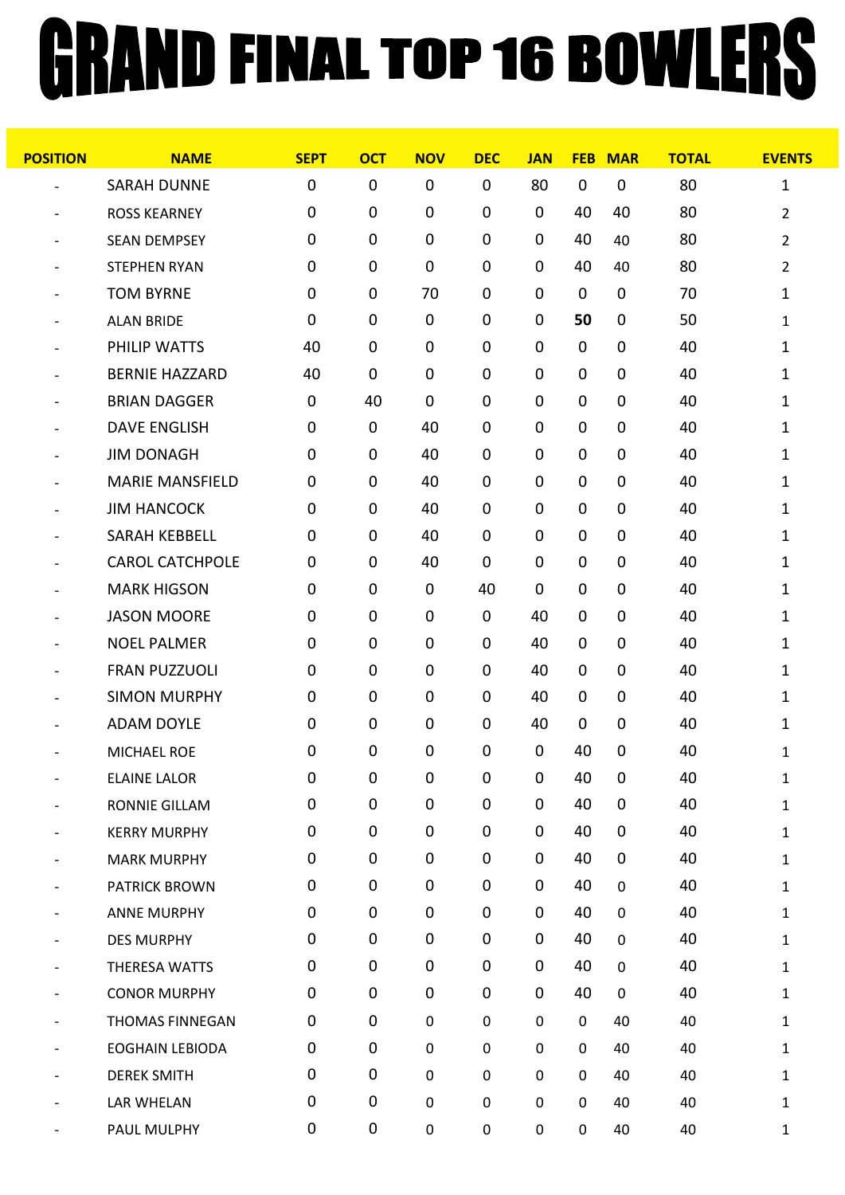# GRAND FINAL TOP 16 BOWLERS

| POSITION | NAME | SEPT | OCT | NOV | DEC | JAN | FEB | MAR | TOTAL | EVENTS |
|---|---|---|---|---|---|---|---|---|---|---|
| - | SARAH DUNNE | 0 | 0 | 0 | 0 | 80 | 0 | 0 | 80 | 1 |
| - | ROSS KEARNEY | 0 | 0 | 0 | 0 | 0 | 40 | 40 | 80 | 2 |
| - | SEAN DEMPSEY | 0 | 0 | 0 | 0 | 0 | 40 | 40 | 80 | 2 |
| - | STEPHEN RYAN | 0 | 0 | 0 | 0 | 0 | 40 | 40 | 80 | 2 |
| - | TOM BYRNE | 0 | 0 | 70 | 0 | 0 | 0 | 0 | 70 | 1 |
| - | ALAN BRIDE | 0 | 0 | 0 | 0 | 0 | **50** | 0 | 50 | 1 |
| - | PHILIP WATTS | 40 | 0 | 0 | 0 | 0 | 0 | 0 | 40 | 1 |
| - | BERNIE HAZZARD | 40 | 0 | 0 | 0 | 0 | 0 | 0 | 40 | 1 |
| - | BRIAN DAGGER | 0 | 40 | 0 | 0 | 0 | 0 | 0 | 40 | 1 |
| - | DAVE ENGLISH | 0 | 0 | 40 | 0 | 0 | 0 | 0 | 40 | 1 |
| - | JIM DONAGH | 0 | 0 | 40 | 0 | 0 | 0 | 0 | 40 | 1 |
| - | MARIE MANSFIELD | 0 | 0 | 40 | 0 | 0 | 0 | 0 | 40 | 1 |
| - | JIM HANCOCK | 0 | 0 | 40 | 0 | 0 | 0 | 0 | 40 | 1 |
| - | SARAH KEBBELL | 0 | 0 | 40 | 0 | 0 | 0 | 0 | 40 | 1 |
| - | CAROL CATCHPOLE | 0 | 0 | 40 | 0 | 0 | 0 | 0 | 40 | 1 |
| - | MARK HIGSON | 0 | 0 | 0 | 40 | 0 | 0 | 0 | 40 | 1 |
| - | JASON MOORE | 0 | 0 | 0 | 0 | 40 | 0 | 0 | 40 | 1 |
| - | NOEL PALMER | 0 | 0 | 0 | 0 | 40 | 0 | 0 | 40 | 1 |
| - | FRAN PUZZUOLI | 0 | 0 | 0 | 0 | 40 | 0 | 0 | 40 | 1 |
| - | SIMON MURPHY | 0 | 0 | 0 | 0 | 40 | 0 | 0 | 40 | 1 |
| - | ADAM DOYLE | 0 | 0 | 0 | 0 | 40 | 0 | 0 | 40 | 1 |
| - | MICHAEL ROE | 0 | 0 | 0 | 0 | 0 | 40 | 0 | 40 | 1 |
| - | ELAINE LALOR | 0 | 0 | 0 | 0 | 0 | 40 | 0 | 40 | 1 |
| - | RONNIE GILLAM | 0 | 0 | 0 | 0 | 0 | 40 | 0 | 40 | 1 |
| - | KERRY MURPHY | 0 | 0 | 0 | 0 | 0 | 40 | 0 | 40 | 1 |
| - | MARK MURPHY | 0 | 0 | 0 | 0 | 0 | 40 | 0 | 40 | 1 |
| - | PATRICK BROWN | 0 | 0 | 0 | 0 | 0 | 40 | 0 | 40 | 1 |
| - | ANNE MURPHY | 0 | 0 | 0 | 0 | 0 | 40 | 0 | 40 | 1 |
| - | DES MURPHY | 0 | 0 | 0 | 0 | 0 | 40 | 0 | 40 | 1 |
| - | THERESA WATTS | 0 | 0 | 0 | 0 | 0 | 40 | 0 | 40 | 1 |
| - | CONOR MURPHY | 0 | 0 | 0 | 0 | 0 | 40 | 0 | 40 | 1 |
| - | THOMAS FINNEGAN | 0 | 0 | 0 | 0 | 0 | 0 | 40 | 40 | 1 |
| - | EOGHAIN LEBIODA | 0 | 0 | 0 | 0 | 0 | 0 | 40 | 40 | 1 |
| - | DEREK SMITH | 0 | 0 | 0 | 0 | 0 | 0 | 40 | 40 | 1 |
| - | LAR WHELAN | 0 | 0 | 0 | 0 | 0 | 0 | 40 | 40 | 1 |
| - | PAUL MULPHY | 0 | 0 | 0 | 0 | 0 | 0 | 40 | 40 | 1 |